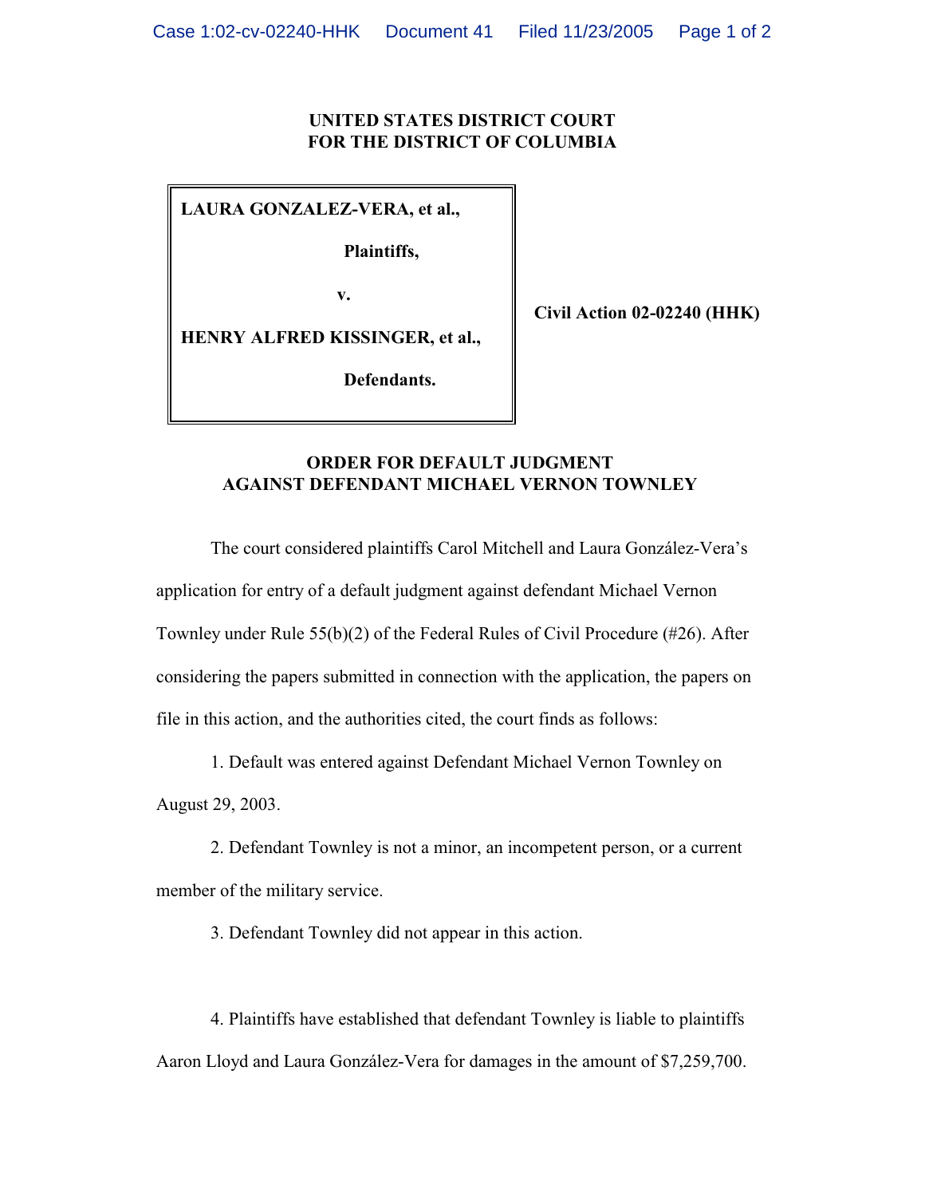**UNITED STATES DISTRICT COURT**
**FOR THE DISTRICT OF COLUMBIA**

| | |
|---|---|
| **LAURA GONZALEZ-VERA, et al.,** <br> **Plaintiffs,** <br> **v.** <br> **HENRY ALFRED KISSINGER, et al.,** <br> **Defendants.** | **Civil Action 02-02240 (HHK)** |

**ORDER FOR DEFAULT JUDGMENT**
**AGAINST DEFENDANT MICHAEL VERNON TOWNLEY**

The court considered plaintiffs Carol Mitchell and Laura González-Vera's application for entry of a default judgment against defendant Michael Vernon Townley under Rule 55(b)(2) of the Federal Rules of Civil Procedure (#26). After considering the papers submitted in connection with the application, the papers on file in this action, and the authorities cited, the court finds as follows:

1. Default was entered against Defendant Michael Vernon Townley on August 29, 2003.

2. Defendant Townley is not a minor, an incompetent person, or a current member of the military service.

3. Defendant Townley did not appear in this action.

4. Plaintiffs have established that defendant Townley is liable to plaintiffs Aaron Lloyd and Laura González-Vera for damages in the amount of $7,259,700.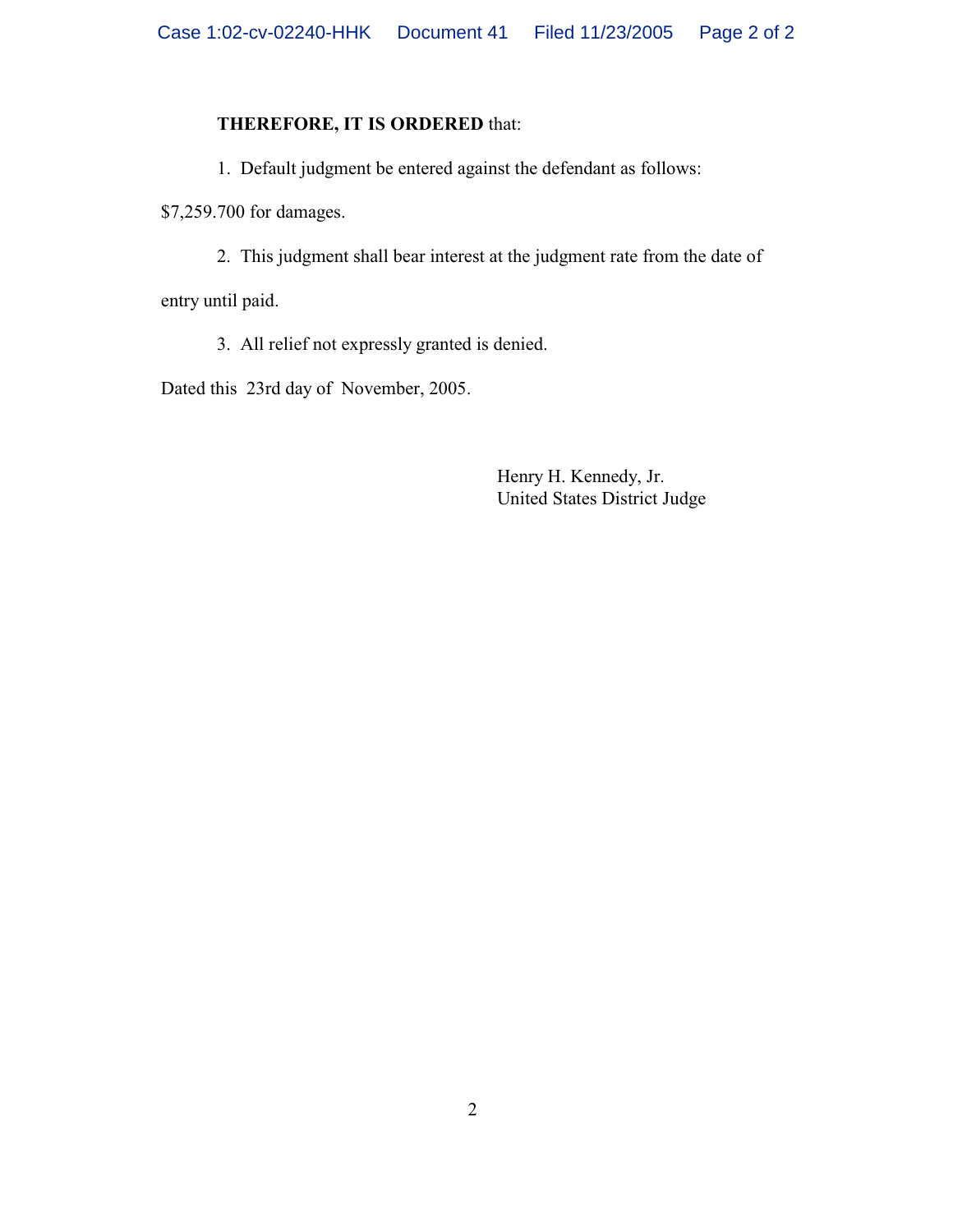**THEREFORE, IT IS ORDERED** that:

1. Default judgment be entered against the defendant as follows:

$7,259.700 for damages.

2. This judgment shall bear interest at the judgment rate from the date of entry until paid.

3. All relief not expressly granted is denied.

Dated this 23rd day of November, 2005.

Henry H. Kennedy, Jr.
United States District Judge